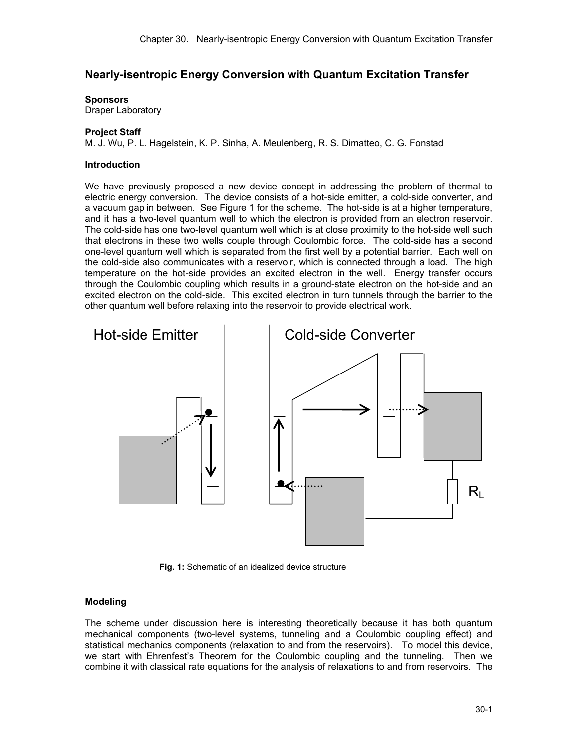# Nearly-isentropic Energy Conversion with Quantum Excitation Transfer

**Sponsors**
Draper Laboratory

**Project Staff**
M. J. Wu, P. L. Hagelstein, K. P. Sinha, A. Meulenberg, R. S. Dimatteo, C. G. Fonstad

## Introduction

We have previously proposed a new device concept in addressing the problem of thermal to electric energy conversion. The device consists of a hot-side emitter, a cold-side converter, and a vacuum gap in between. See Figure 1 for the scheme. The hot-side is at a higher temperature, and it has a two-level quantum well to which the electron is provided from an electron reservoir. The cold-side has one two-level quantum well which is at close proximity to the hot-side well such that electrons in these two wells couple through Coulombic force. The cold-side has a second one-level quantum well which is separated from the first well by a potential barrier. Each well on the cold-side also communicates with a reservoir, which is connected through a load. The high temperature on the hot-side provides an excited electron in the well. Energy transfer occurs through the Coulombic coupling which results in a ground-state electron on the hot-side and an excited electron on the cold-side. This excited electron in turn tunnels through the barrier to the other quantum well before relaxing into the reservoir to provide electrical work.

Hot-side Emitter

Cold-side Converter

$R_L$

**Fig. 1:** Schematic of an idealized device structure

## Modeling

The scheme under discussion here is interesting theoretically because it has both quantum mechanical components (two-level systems, tunneling and a Coulombic coupling effect) and statistical mechanics components (relaxation to and from the reservoirs). To model this device, we start with Ehrenfest's Theorem for the Coulombic coupling and the tunneling. Then we combine it with classical rate equations for the analysis of relaxations to and from reservoirs. The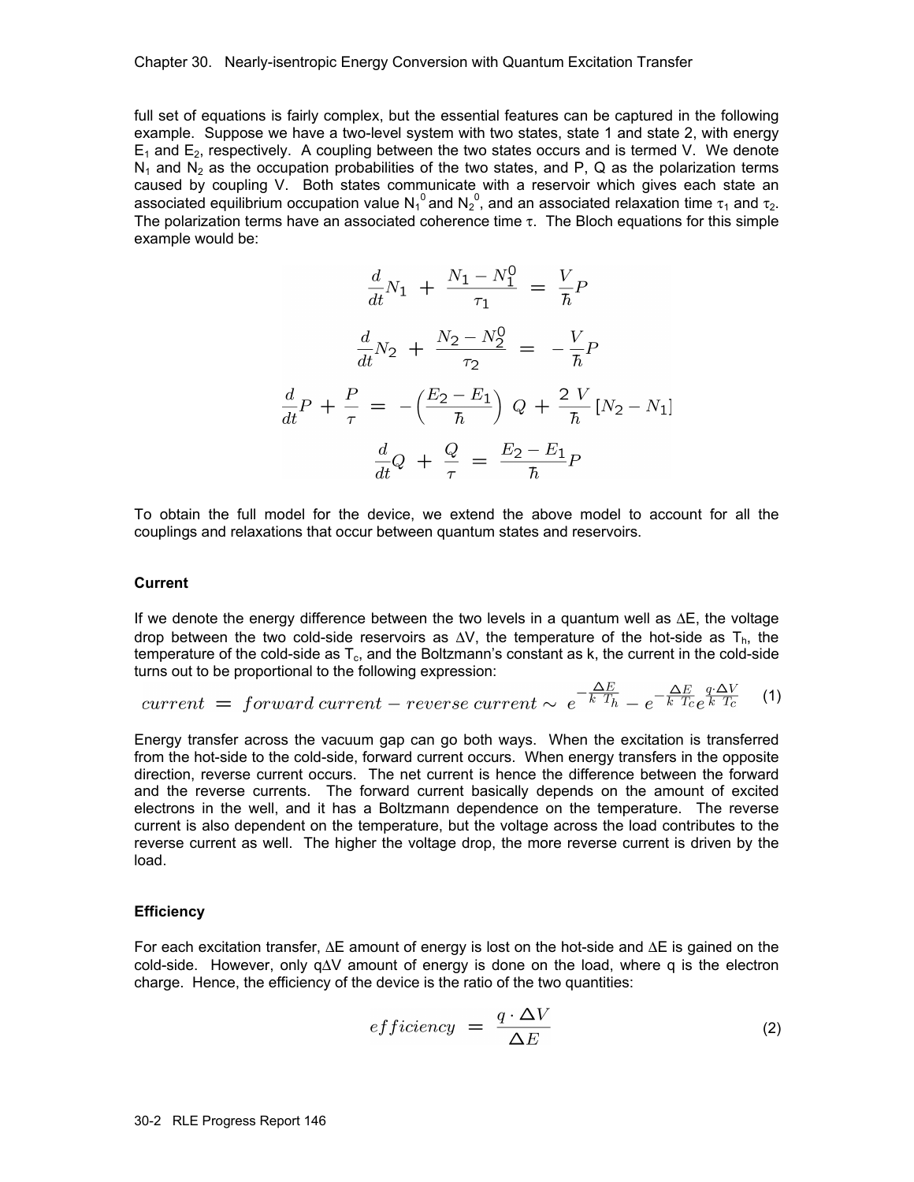full set of equations is fairly complex, but the essential features can be captured in the following example. Suppose we have a two-level system with two states, state 1 and state 2, with energy $E_1$ and $E_2$, respectively. A coupling between the two states occurs and is termed V. We denote $N_1$ and $N_2$ as the occupation probabilities of the two states, and P, Q as the polarization terms caused by coupling V. Both states communicate with a reservoir which gives each state an associated equilibrium occupation value $N_1^0$ and $N_2^0$, and an associated relaxation time $\tau_1$ and $\tau_2$. The polarization terms have an associated coherence time $\tau$. The Bloch equations for this simple example would be:

$$\frac{d}{dt}N_1 + \frac{N_1 - N_1^0}{\tau_1} = \frac{V}{\hbar}P$$

$$\frac{d}{dt}N_2 + \frac{N_2 - N_2^0}{\tau_2} = -\frac{V}{\hbar}P$$

$$\frac{d}{dt}P + \frac{P}{\tau} = -\left(\frac{E_2 - E_1}{\hbar}\right) Q + \frac{2\,V}{\hbar}[N_2 - N_1]$$

$$\frac{d}{dt}Q + \frac{Q}{\tau} = \frac{E_2 - E_1}{\hbar}P$$

To obtain the full model for the device, we extend the above model to account for all the couplings and relaxations that occur between quantum states and reservoirs.

### Current

If we denote the energy difference between the two levels in a quantum well as $\Delta E$, the voltage drop between the two cold-side reservoirs as $\Delta V$, the temperature of the hot-side as $T_h$, the temperature of the cold-side as $T_c$, and the Boltzmann's constant as k, the current in the cold-side turns out to be proportional to the following expression:

$$current = forward\ current - reverse\ current \sim e^{-\frac{\Delta E}{k\ T_h}} - e^{-\frac{\Delta E}{k\ T_c}} e^{\frac{q \cdot \Delta V}{k\ T_c}} \quad (1)$$

Energy transfer across the vacuum gap can go both ways. When the excitation is transferred from the hot-side to the cold-side, forward current occurs. When energy transfers in the opposite direction, reverse current occurs. The net current is hence the difference between the forward and the reverse currents. The forward current basically depends on the amount of excited electrons in the well, and it has a Boltzmann dependence on the temperature. The reverse current is also dependent on the temperature, but the voltage across the load contributes to the reverse current as well. The higher the voltage drop, the more reverse current is driven by the load.

### Efficiency

For each excitation transfer, $\Delta E$ amount of energy is lost on the hot-side and $\Delta E$ is gained on the cold-side. However, only $q\Delta V$ amount of energy is done on the load, where q is the electron charge. Hence, the efficiency of the device is the ratio of the two quantities:

$$efficiency = \frac{q \cdot \Delta V}{\Delta E} \quad (2)$$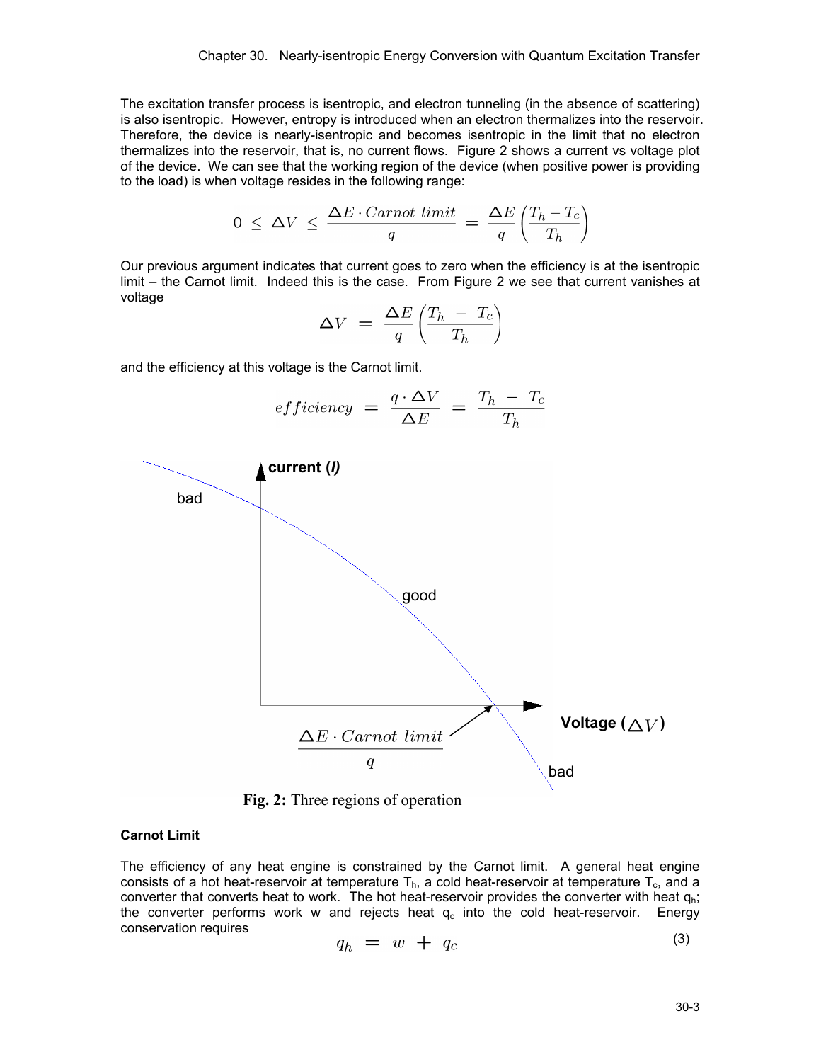The excitation transfer process is isentropic, and electron tunneling (in the absence of scattering) is also isentropic. However, entropy is introduced when an electron thermalizes into the reservoir. Therefore, the device is nearly-isentropic and becomes isentropic in the limit that no electron thermalizes into the reservoir, that is, no current flows. Figure 2 shows a current vs voltage plot of the device. We can see that the working region of the device (when positive power is providing to the load) is when voltage resides in the following range:

$$0 \leq \Delta V \leq \frac{\Delta E \cdot Carnot\ limit}{q} = \frac{\Delta E}{q}\left(\frac{T_h - T_c}{T_h}\right)$$

Our previous argument indicates that current goes to zero when the efficiency is at the isentropic limit – the Carnot limit. Indeed this is the case. From Figure 2 we see that current vanishes at voltage

$$\Delta V = \frac{\Delta E}{q}\left(\frac{T_h - T_c}{T_h}\right)$$

and the efficiency at this voltage is the Carnot limit.

$$efficiency = \frac{q \cdot \Delta V}{\Delta E} = \frac{T_h - T_c}{T_h}$$

**Fig. 2:** Three regions of operation

### Carnot Limit

The efficiency of any heat engine is constrained by the Carnot limit. A general heat engine consists of a hot heat-reservoir at temperature $T_h$, a cold heat-reservoir at temperature $T_c$, and a converter that converts heat to work. The hot heat-reservoir provides the converter with heat $q_h$; the converter performs work w and rejects heat $q_c$ into the cold heat-reservoir. Energy conservation requires

$$q_h = w + q_c \tag{3}$$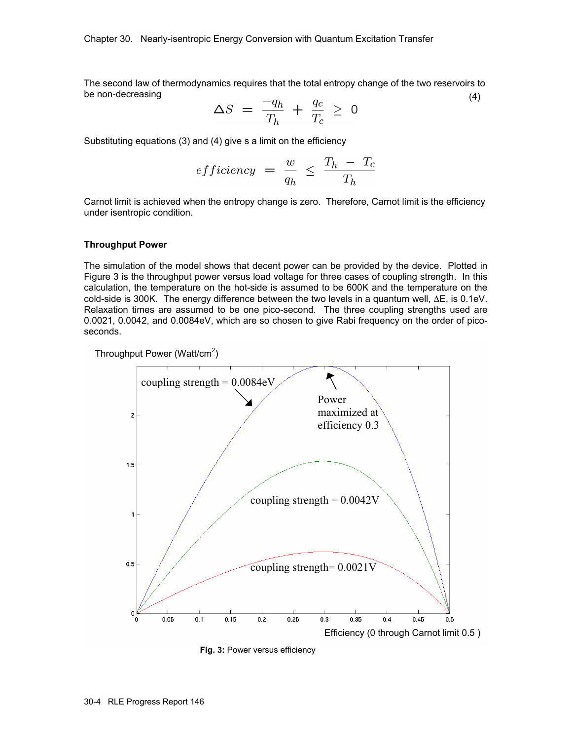The second law of thermodynamics requires that the total entropy change of the two reservoirs to be non-decreasing

$$\Delta S = \frac{-q_h}{T_h} + \frac{q_c}{T_c} \geq 0 \tag{4}$$

Substituting equations (3) and (4) give s a limit on the efficiency

$$efficiency = \frac{w}{q_h} \leq \frac{T_h - T_c}{T_h}$$

Carnot limit is achieved when the entropy change is zero. Therefore, Carnot limit is the efficiency under isentropic condition.

### Throughput Power

The simulation of the model shows that decent power can be provided by the device. Plotted in Figure 3 is the throughput power versus load voltage for three cases of coupling strength. In this calculation, the temperature on the hot-side is assumed to be 600K and the temperature on the cold-side is 300K. The energy difference between the two levels in a quantum well, ΔE, is 0.1eV. Relaxation times are assumed to be one pico-second. The three coupling strengths used are 0.0021, 0.0042, and 0.0084eV, which are so chosen to give Rabi frequency on the order of pico-seconds.

Throughput Power (Watt/cm$^2$)

coupling strength = 0.0084eV

Power maximized at efficiency 0.3

coupling strength = 0.0042V

coupling strength= 0.0021V

Efficiency (0 through Carnot limit 0.5 )

**Fig. 3:** Power versus efficiency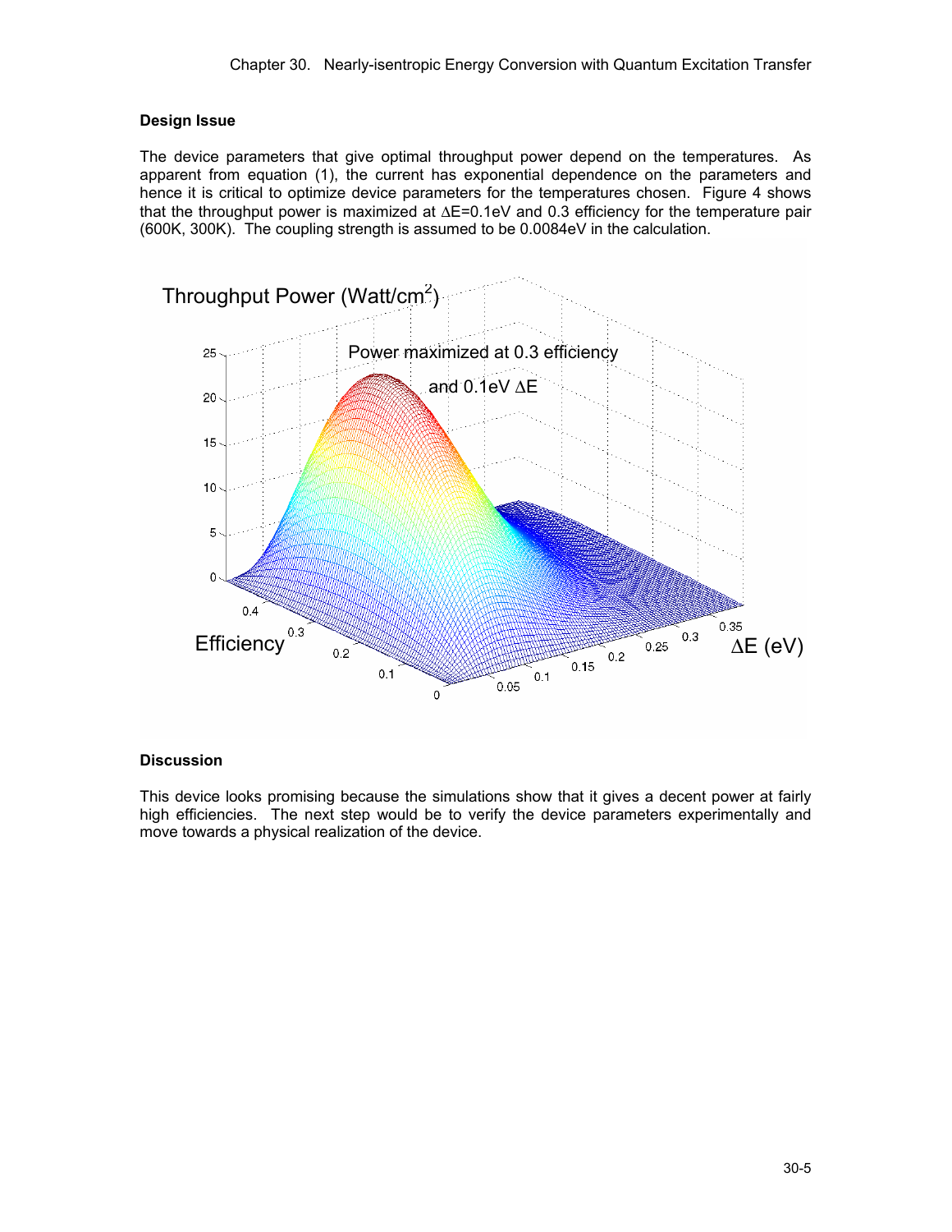### Design Issue

The device parameters that give optimal throughput power depend on the temperatures. As apparent from equation (1), the current has exponential dependence on the parameters and hence it is critical to optimize device parameters for the temperatures chosen. Figure 4 shows that the throughput power is maximized at $\Delta E$=0.1eV and 0.3 efficiency for the temperature pair (600K, 300K). The coupling strength is assumed to be 0.0084eV in the calculation.

### Discussion

This device looks promising because the simulations show that it gives a decent power at fairly high efficiencies. The next step would be to verify the device parameters experimentally and move towards a physical realization of the device.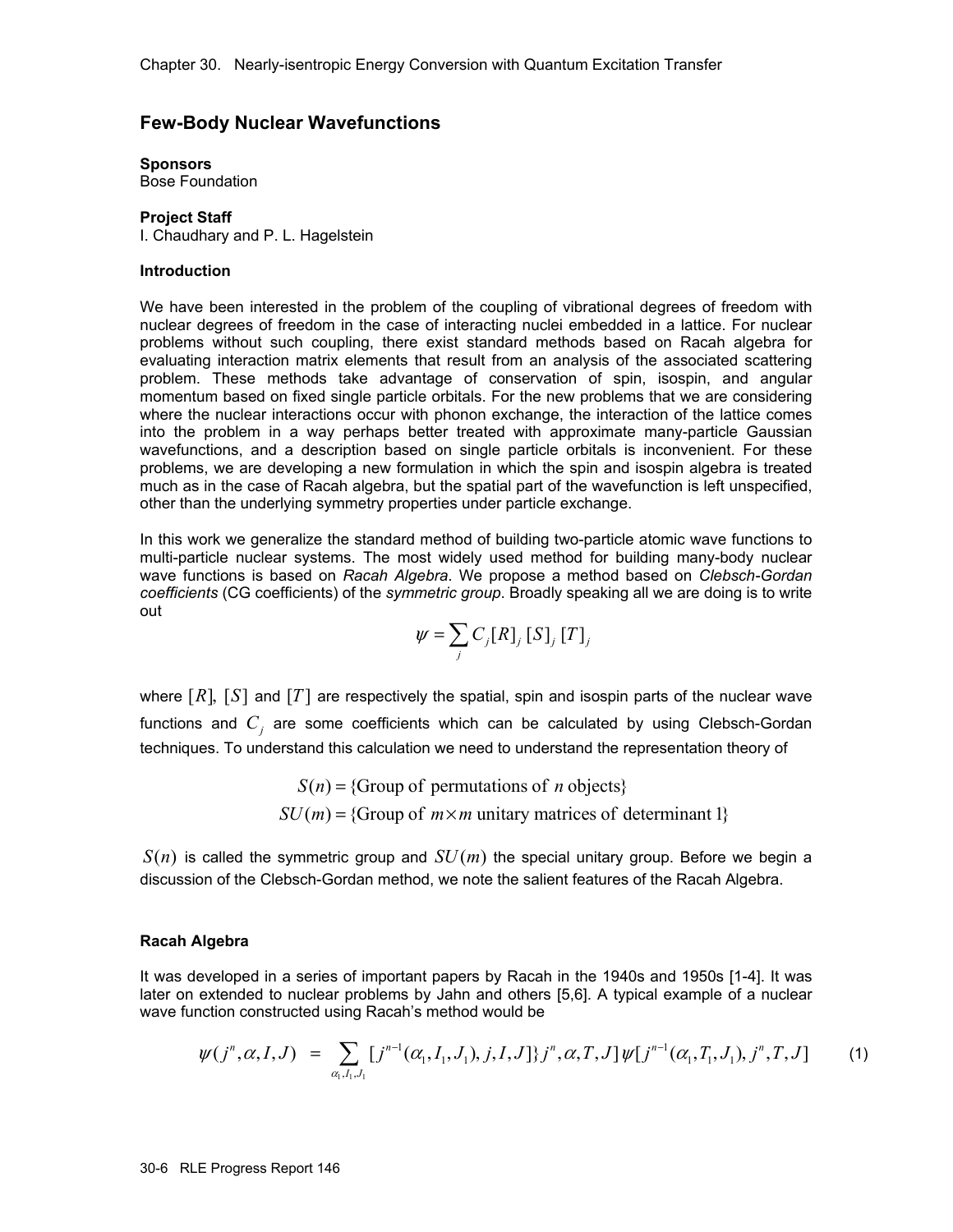## Few-Body Nuclear Wavefunctions

**Sponsors**
Bose Foundation

**Project Staff**
I. Chaudhary and P. L. Hagelstein

**Introduction**

We have been interested in the problem of the coupling of vibrational degrees of freedom with nuclear degrees of freedom in the case of interacting nuclei embedded in a lattice. For nuclear problems without such coupling, there exist standard methods based on Racah algebra for evaluating interaction matrix elements that result from an analysis of the associated scattering problem. These methods take advantage of conservation of spin, isospin, and angular momentum based on fixed single particle orbitals. For the new problems that we are considering where the nuclear interactions occur with phonon exchange, the interaction of the lattice comes into the problem in a way perhaps better treated with approximate many-particle Gaussian wavefunctions, and a description based on single particle orbitals is inconvenient. For these problems, we are developing a new formulation in which the spin and isospin algebra is treated much as in the case of Racah algebra, but the spatial part of the wavefunction is left unspecified, other than the underlying symmetry properties under particle exchange.

In this work we generalize the standard method of building two-particle atomic wave functions to multi-particle nuclear systems. The most widely used method for building many-body nuclear wave functions is based on *Racah Algebra*. We propose a method based on *Clebsch-Gordan coefficients* (CG coefficients) of the *symmetric group*. Broadly speaking all we are doing is to write out

$$\psi = \sum_j C_j [R]_j \, [S]_j \, [T]_j$$

where $[R]$, $[S]$ and $[T]$ are respectively the spatial, spin and isospin parts of the nuclear wave functions and $C_j$ are some coefficients which can be calculated by using Clebsch-Gordan techniques. To understand this calculation we need to understand the representation theory of

$$S(n) = \{\text{Group of permutations of } n \text{ objects}\}$$
$$SU(m) = \{\text{Group of } m \times m \text{ unitary matrices of determinant 1}\}$$

$S(n)$ is called the symmetric group and $SU(m)$ the special unitary group. Before we begin a discussion of the Clebsch-Gordan method, we note the salient features of the Racah Algebra.

**Racah Algebra**

It was developed in a series of important papers by Racah in the 1940s and 1950s [1-4]. It was later on extended to nuclear problems by Jahn and others [5,6]. A typical example of a nuclear wave function constructed using Racah's method would be

$$\psi(j^n, \alpha, I, J) \;=\; \sum_{\alpha_1, I_1, J_1} [j^{n-1}(\alpha_1, I_1, J_1), j, I, J\} j^n, \alpha, T, J] \, \psi[j^{n-1}(\alpha_1, T_1, J_1), j^n, T, J] \qquad (1)$$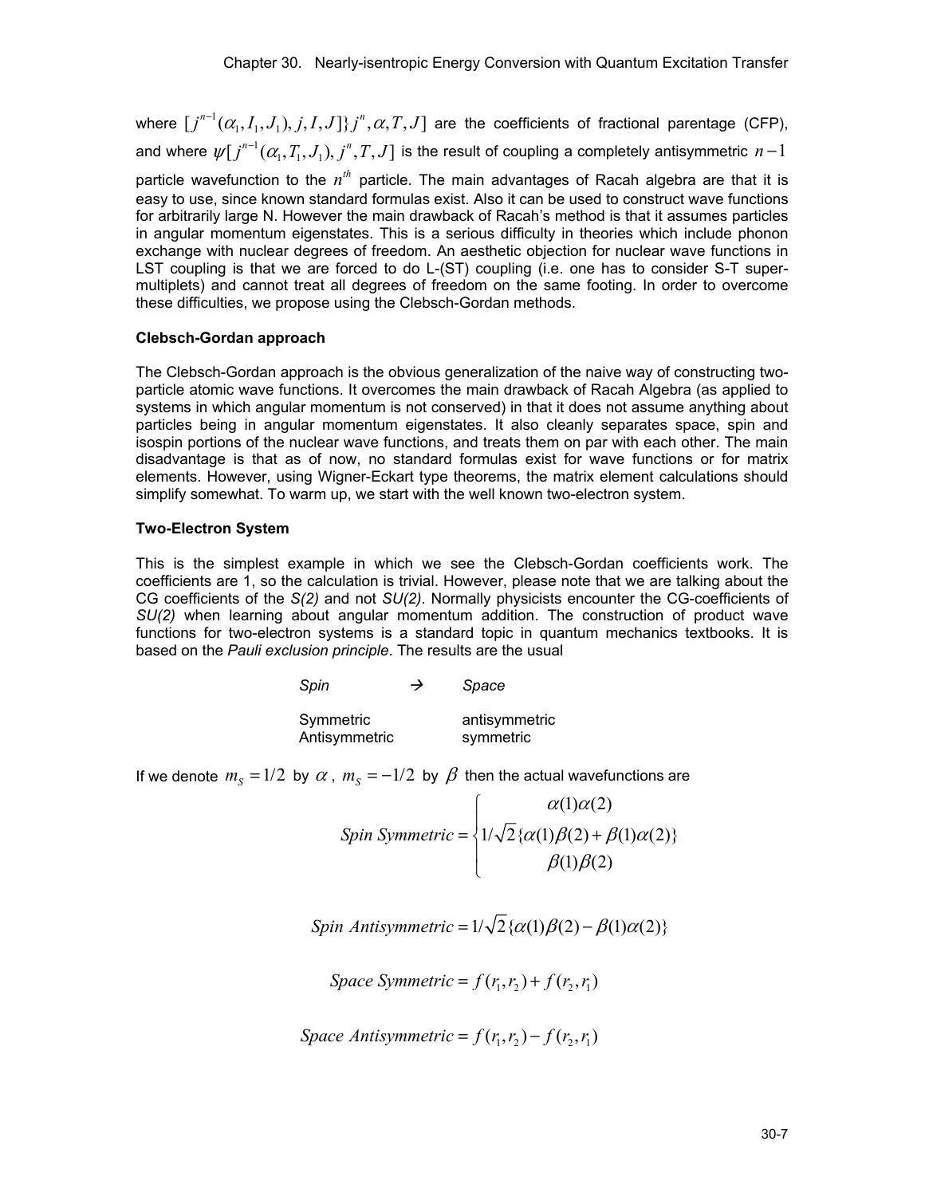where $[j^{n-1}(\alpha_1, I_1, J_1), j, I, J]\} j^n, \alpha, T, J]$ are the coefficients of fractional parentage (CFP), and where $\psi[j^{n-1}(\alpha_1, T_1, J_1), j^n, T, J]$ is the result of coupling a completely antisymmetric $n-1$ particle wavefunction to the $n^{th}$ particle. The main advantages of Racah algebra are that it is easy to use, since known standard formulas exist. Also it can be used to construct wave functions for arbitrarily large N. However the main drawback of Racah's method is that it assumes particles in angular momentum eigenstates. This is a serious difficulty in theories which include phonon exchange with nuclear degrees of freedom. An aesthetic objection for nuclear wave functions in LST coupling is that we are forced to do L-(ST) coupling (i.e. one has to consider S-T super-multiplets) and cannot treat all degrees of freedom on the same footing. In order to overcome these difficulties, we propose using the Clebsch-Gordan methods.

**Clebsch-Gordan approach**

The Clebsch-Gordan approach is the obvious generalization of the naive way of constructing two-particle atomic wave functions. It overcomes the main drawback of Racah Algebra (as applied to systems in which angular momentum is not conserved) in that it does not assume anything about particles being in angular momentum eigenstates. It also cleanly separates space, spin and isospin portions of the nuclear wave functions, and treats them on par with each other. The main disadvantage is that as of now, no standard formulas exist for wave functions or for matrix elements. However, using Wigner-Eckart type theorems, the matrix element calculations should simplify somewhat. To warm up, we start with the well known two-electron system.

**Two-Electron System**

This is the simplest example in which we see the Clebsch-Gordan coefficients work. The coefficients are 1, so the calculation is trivial. However, please note that we are talking about the CG coefficients of the *S(2)* and not *SU(2)*. Normally physicists encounter the CG-coefficients of *SU(2)* when learning about angular momentum addition. The construction of product wave functions for two-electron systems is a standard topic in quantum mechanics textbooks. It is based on the *Pauli exclusion principle*. The results are the usual

| *Spin* → | *Space* |
|---|---|
| Symmetric | antisymmetric |
| Antisymmetric | symmetric |

If we denote $m_S = 1/2$ by $\alpha$, $m_S = -1/2$ by $\beta$ then the actual wavefunctions are

$$Spin\ Symmetric = \begin{cases} \alpha(1)\alpha(2) \\ 1/\sqrt{2}\{\alpha(1)\beta(2) + \beta(1)\alpha(2)\} \\ \beta(1)\beta(2) \end{cases}$$

$$Spin\ Antisymmetric = 1/\sqrt{2}\{\alpha(1)\beta(2) - \beta(1)\alpha(2)\}$$

$$Space\ Symmetric = f(r_1, r_2) + f(r_2, r_1)$$

$$Space\ Antisymmetric = f(r_1, r_2) - f(r_2, r_1)$$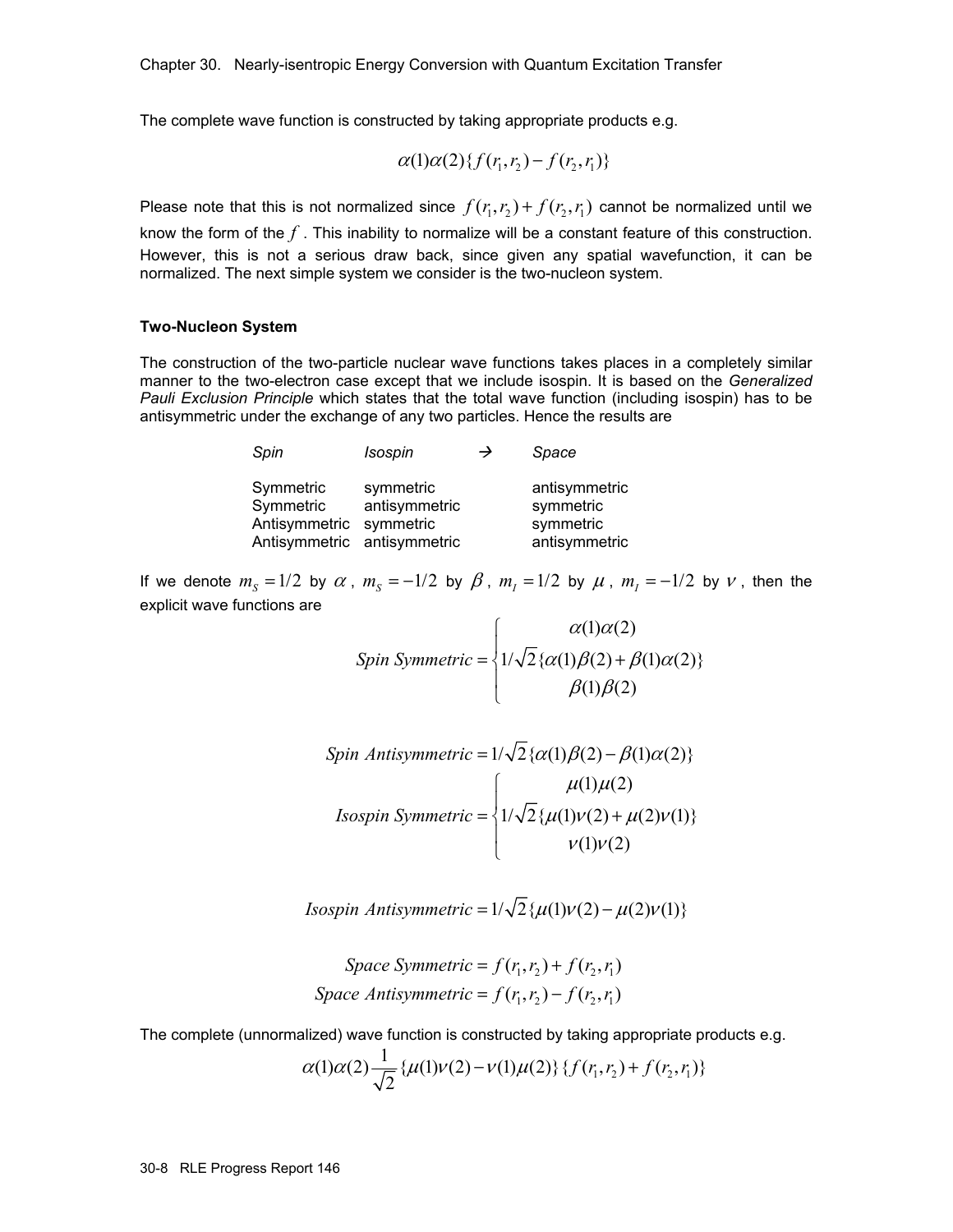The complete wave function is constructed by taking appropriate products e.g.

$$\alpha(1)\alpha(2)\{f(r_1,r_2)-f(r_2,r_1)\}$$

Please note that this is not normalized since $f(r_1,r_2)+f(r_2,r_1)$ cannot be normalized until we know the form of the $f$. This inability to normalize will be a constant feature of this construction. However, this is not a serious draw back, since given any spatial wavefunction, it can be normalized. The next simple system we consider is the two-nucleon system.

**Two-Nucleon System**

The construction of the two-particle nuclear wave functions takes places in a completely similar manner to the two-electron case except that we include isospin. It is based on the *Generalized Pauli Exclusion Principle* which states that the total wave function (including isospin) has to be antisymmetric under the exchange of any two particles. Hence the results are

| *Spin* | *Isospin* | → | *Space* |
|---|---|---|---|
| Symmetric | symmetric | | antisymmetric |
| Symmetric | antisymmetric | | symmetric |
| Antisymmetric | symmetric | | symmetric |
| Antisymmetric | antisymmetric | | antisymmetric |

If we denote $m_S = 1/2$ by $\alpha$, $m_S = -1/2$ by $\beta$, $m_I = 1/2$ by $\mu$, $m_I = -1/2$ by $\nu$, then the explicit wave functions are

$$Spin\ Symmetric = \begin{cases} \alpha(1)\alpha(2) \\ 1/\sqrt{2}\{\alpha(1)\beta(2)+\beta(1)\alpha(2)\} \\ \beta(1)\beta(2) \end{cases}$$

$$Spin\ Antisymmetric = 1/\sqrt{2}\{\alpha(1)\beta(2)-\beta(1)\alpha(2)\}$$

$$Isospin\ Symmetric = \begin{cases} \mu(1)\mu(2) \\ 1/\sqrt{2}\{\mu(1)\nu(2)+\mu(2)\nu(1)\} \\ \nu(1)\nu(2) \end{cases}$$

$$Isospin\ Antisymmetric = 1/\sqrt{2}\{\mu(1)\nu(2)-\mu(2)\nu(1)\}$$

$$Space\ Symmetric = f(r_1,r_2)+f(r_2,r_1)$$

$$Space\ Antisymmetric = f(r_1,r_2)-f(r_2,r_1)$$

The complete (unnormalized) wave function is constructed by taking appropriate products e.g.

$$\alpha(1)\alpha(2)\frac{1}{\sqrt{2}}\{\mu(1)\nu(2)-\nu(1)\mu(2)\}\{f(r_1,r_2)+f(r_2,r_1)\}$$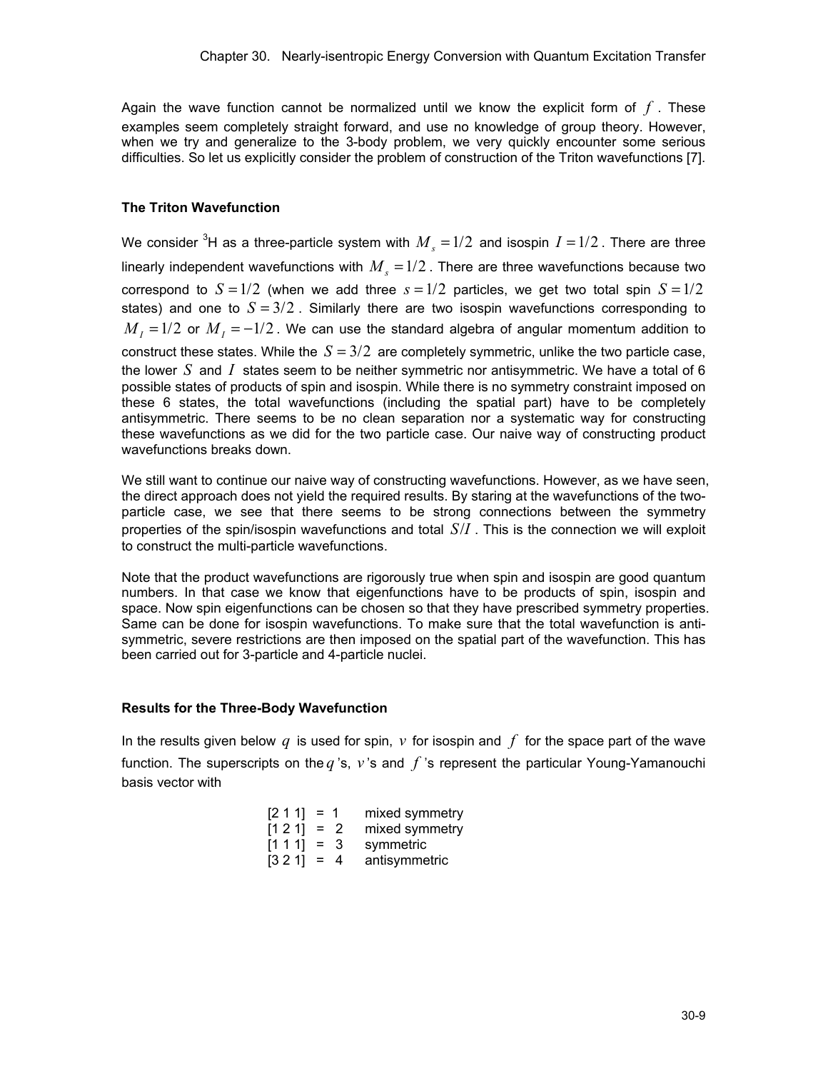Again the wave function cannot be normalized until we know the explicit form of $f$. These examples seem completely straight forward, and use no knowledge of group theory. However, when we try and generalize to the 3-body problem, we very quickly encounter some serious difficulties. So let us explicitly consider the problem of construction of the Triton wavefunctions [7].

### The Triton Wavefunction

We consider $^3$H as a three-particle system with $M_s = 1/2$ and isospin $I = 1/2$. There are three linearly independent wavefunctions with $M_s = 1/2$. There are three wavefunctions because two correspond to $S = 1/2$ (when we add three $s = 1/2$ particles, we get two total spin $S = 1/2$ states) and one to $S = 3/2$. Similarly there are two isospin wavefunctions corresponding to $M_I = 1/2$ or $M_I = -1/2$. We can use the standard algebra of angular momentum addition to construct these states. While the $S = 3/2$ are completely symmetric, unlike the two particle case, the lower $S$ and $I$ states seem to be neither symmetric nor antisymmetric. We have a total of 6 possible states of products of spin and isospin. While there is no symmetry constraint imposed on these 6 states, the total wavefunctions (including the spatial part) have to be completely antisymmetric. There seems to be no clean separation nor a systematic way for constructing these wavefunctions as we did for the two particle case. Our naive way of constructing product wavefunctions breaks down.

We still want to continue our naive way of constructing wavefunctions. However, as we have seen, the direct approach does not yield the required results. By staring at the wavefunctions of the two-particle case, we see that there seems to be strong connections between the symmetry properties of the spin/isospin wavefunctions and total $S/I$. This is the connection we will exploit to construct the multi-particle wavefunctions.

Note that the product wavefunctions are rigorously true when spin and isospin are good quantum numbers. In that case we know that eigenfunctions have to be products of spin, isospin and space. Now spin eigenfunctions can be chosen so that they have prescribed symmetry properties. Same can be done for isospin wavefunctions. To make sure that the total wavefunction is anti-symmetric, severe restrictions are then imposed on the spatial part of the wavefunction. This has been carried out for 3-particle and 4-particle nuclei.

### Results for the Three-Body Wavefunction

In the results given below $q$ is used for spin, $v$ for isospin and $f$ for the space part of the wave function. The superscripts on the $q$'s, $v$'s and $f$'s represent the particular Young-Yamanouchi basis vector with

| | | | |
|---|---|---|---|
| [2 1 1] | = | 1 | mixed symmetry |
| [1 2 1] | = | 2 | mixed symmetry |
| [1 1 1] | = | 3 | symmetric |
| [3 2 1] | = | 4 | antisymmetric |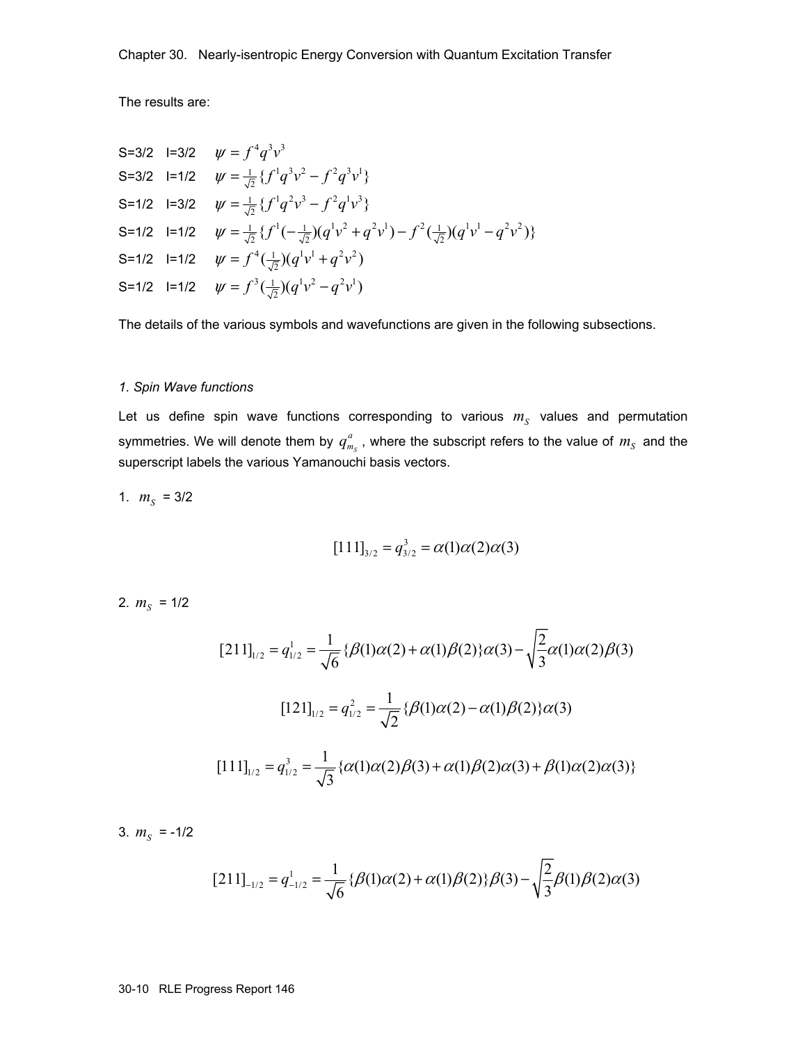The results are:

S=3/2 I=3/2 $\psi = f^4 q^3 v^3$

S=3/2 I=1/2 $\psi = \frac{1}{\sqrt{2}}\{f^1 q^3 v^2 - f^2 q^3 v^1\}$

S=1/2 I=3/2 $\psi = \frac{1}{\sqrt{2}}\{f^1 q^2 v^3 - f^2 q^1 v^3\}$

S=1/2 I=1/2 $\psi = \frac{1}{\sqrt{2}}\{f^1 (-\frac{1}{\sqrt{2}})(q^1 v^2 + q^2 v^1) - f^2 (\frac{1}{\sqrt{2}})(q^1 v^1 - q^2 v^2)\}$

S=1/2 I=1/2 $\psi = f^4 (\frac{1}{\sqrt{2}})(q^1 v^1 + q^2 v^2)$

S=1/2 I=1/2 $\psi = f^3 (\frac{1}{\sqrt{2}})(q^1 v^2 - q^2 v^1)$

The details of the various symbols and wavefunctions are given in the following subsections.

*1. Spin Wave functions*

Let us define spin wave functions corresponding to various $m_S$ values and permutation symmetries. We will denote them by $q^a_{m_S}$, where the subscript refers to the value of $m_S$ and the superscript labels the various Yamanouchi basis vectors.

1. $m_S$ = 3/2

$$[111]_{3/2} = q^3_{3/2} = \alpha(1)\alpha(2)\alpha(3)$$

2. $m_S$ = 1/2

$$[211]_{1/2} = q^1_{1/2} = \frac{1}{\sqrt{6}}\{\beta(1)\alpha(2) + \alpha(1)\beta(2)\}\alpha(3) - \sqrt{\frac{2}{3}}\alpha(1)\alpha(2)\beta(3)$$

$$[121]_{1/2} = q^2_{1/2} = \frac{1}{\sqrt{2}}\{\beta(1)\alpha(2) - \alpha(1)\beta(2)\}\alpha(3)$$

$$[111]_{1/2} = q^3_{1/2} = \frac{1}{\sqrt{3}}\{\alpha(1)\alpha(2)\beta(3) + \alpha(1)\beta(2)\alpha(3) + \beta(1)\alpha(2)\alpha(3)\}$$

3. $m_S$ = -1/2

$$[211]_{-1/2} = q^1_{-1/2} = \frac{1}{\sqrt{6}}\{\beta(1)\alpha(2) + \alpha(1)\beta(2)\}\beta(3) - \sqrt{\frac{2}{3}}\beta(1)\beta(2)\alpha(3)$$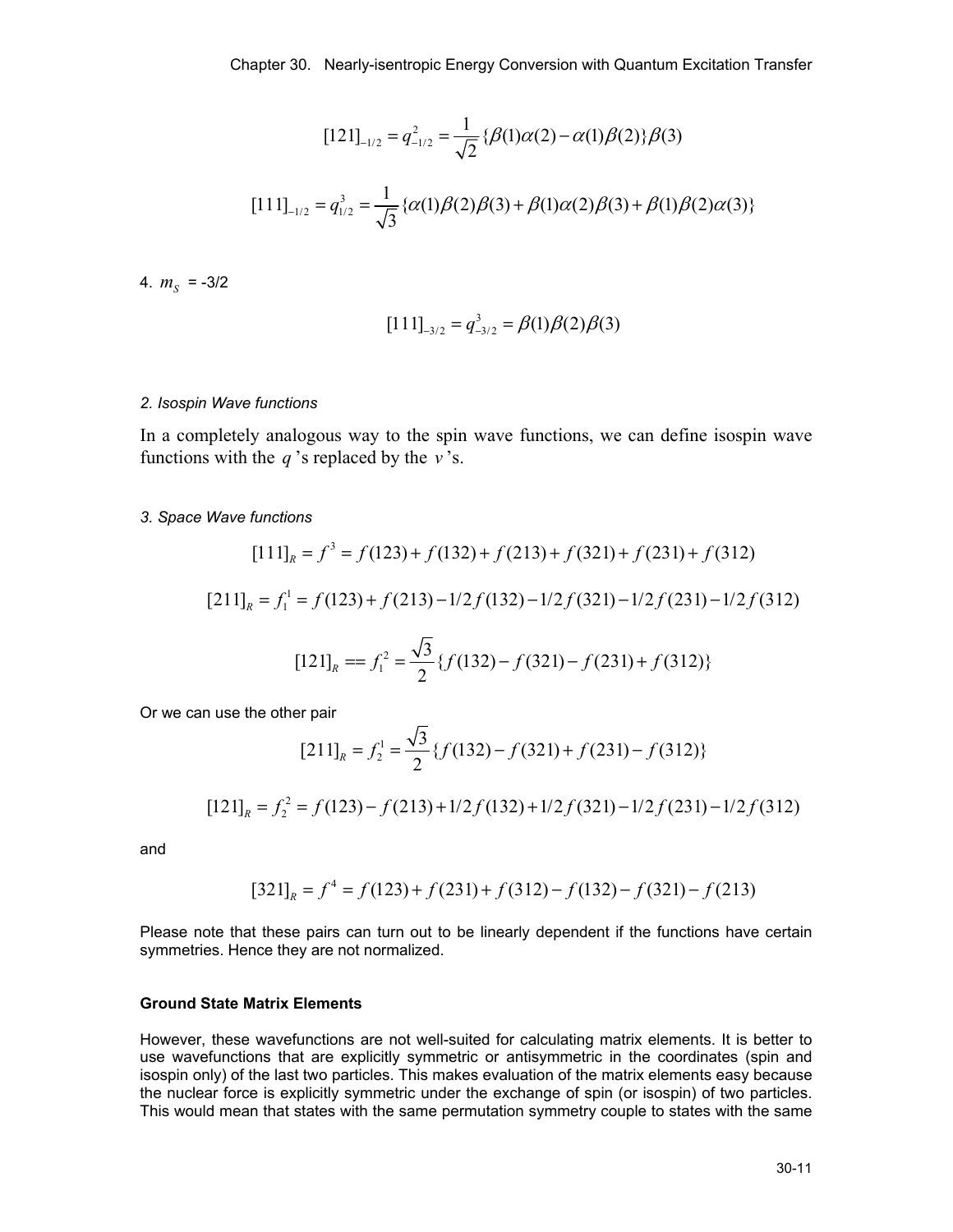$$[121]_{-1/2} = q^2_{-1/2} = \frac{1}{\sqrt{2}}\{\beta(1)\alpha(2) - \alpha(1)\beta(2)\}\beta(3)$$

$$[111]_{-1/2} = q^3_{1/2} = \frac{1}{\sqrt{3}}\{\alpha(1)\beta(2)\beta(3) + \beta(1)\alpha(2)\beta(3) + \beta(1)\beta(2)\alpha(3)\}$$

4. $m_S$ = -3/2

$$[111]_{-3/2} = q^3_{-3/2} = \beta(1)\beta(2)\beta(3)$$

*2. Isospin Wave functions*

In a completely analogous way to the spin wave functions, we can define isospin wave functions with the $q$'s replaced by the $v$'s.

*3. Space Wave functions*

$$[111]_R = f^3 = f(123) + f(132) + f(213) + f(321) + f(231) + f(312)$$

$$[211]_R = f^1_1 = f(123) + f(213) - 1/2 f(132) - 1/2 f(321) - 1/2 f(231) - 1/2 f(312)$$

$$[121]_R == f^2_1 = \frac{\sqrt{3}}{2}\{f(132) - f(321) - f(231) + f(312)\}$$

Or we can use the other pair

$$[211]_R = f^1_2 = \frac{\sqrt{3}}{2}\{f(132) - f(321) + f(231) - f(312)\}$$

$$[121]_R = f^2_2 = f(123) - f(213) + 1/2 f(132) + 1/2 f(321) - 1/2 f(231) - 1/2 f(312)$$

and

$$[321]_R = f^4 = f(123) + f(231) + f(312) - f(132) - f(321) - f(213)$$

Please note that these pairs can turn out to be linearly dependent if the functions have certain symmetries. Hence they are not normalized.

**Ground State Matrix Elements**

However, these wavefunctions are not well-suited for calculating matrix elements. It is better to use wavefunctions that are explicitly symmetric or antisymmetric in the coordinates (spin and isospin only) of the last two particles. This makes evaluation of the matrix elements easy because the nuclear force is explicitly symmetric under the exchange of spin (or isospin) of two particles. This would mean that states with the same permutation symmetry couple to states with the same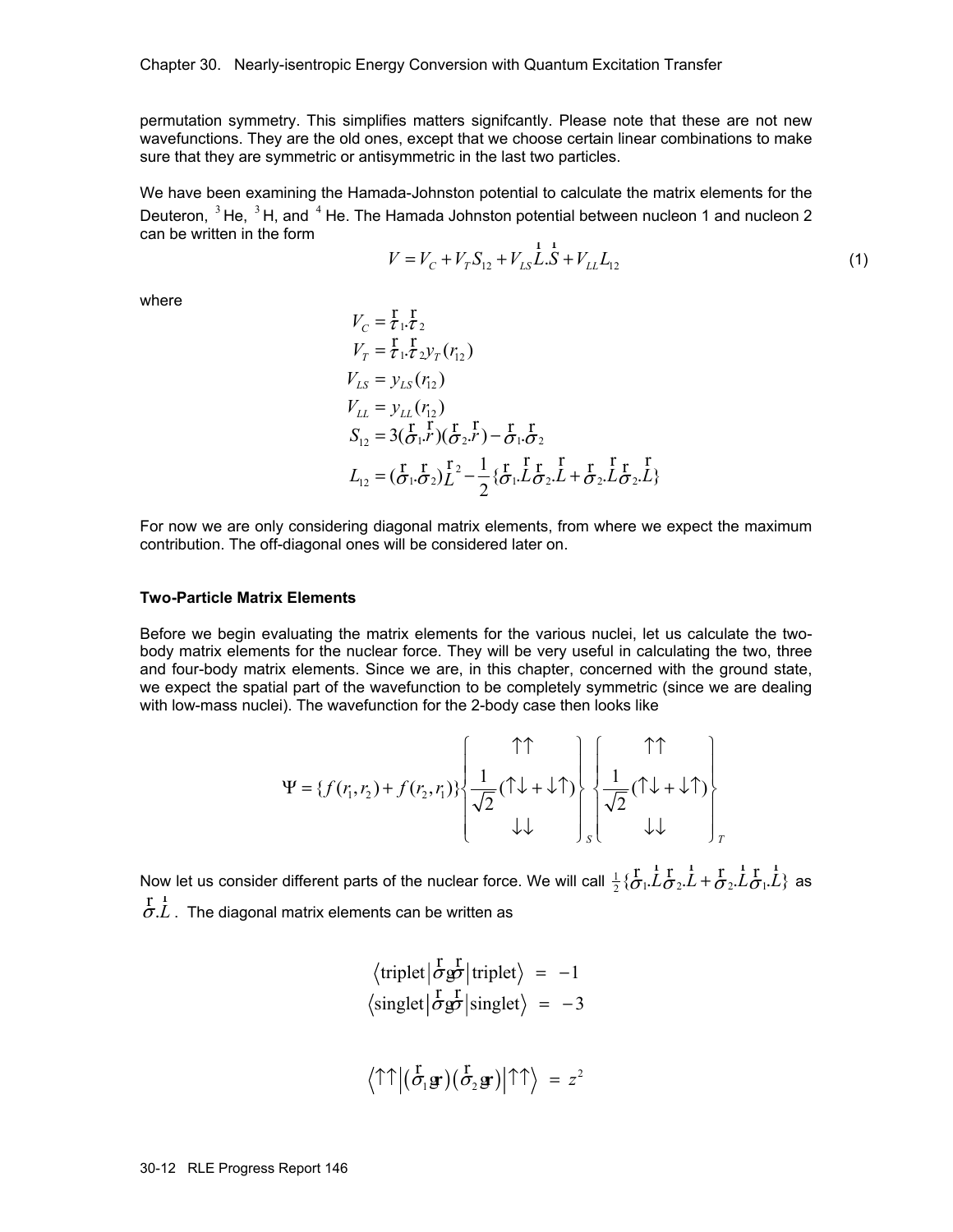permutation symmetry. This simplifies matters signifcantly. Please note that these are not new wavefunctions. They are the old ones, except that we choose certain linear combinations to make sure that they are symmetric or antisymmetric in the last two particles.

We have been examining the Hamada-Johnston potential to calculate the matrix elements for the Deuteron, $^3$He, $^3$H, and $^4$He. The Hamada Johnston potential between nucleon 1 and nucleon 2 can be written in the form

$$V = V_C + V_T S_{12} + V_{LS} \vec{L}.\vec{S} + V_{LL} L_{12} \tag{1}$$

where

$$
\begin{aligned}
V_C &= \vec{\tau}_1.\vec{\tau}_2 \\
V_T &= \vec{\tau}_1.\vec{\tau}_2 y_T(r_{12}) \\
V_{LS} &= y_{LS}(r_{12}) \\
V_{LL} &= y_{LL}(r_{12}) \\
S_{12} &= 3(\vec{\sigma}_1.\vec{r})(\vec{\sigma}_2.\vec{r}) - \vec{\sigma}_1.\vec{\sigma}_2 \\
L_{12} &= (\vec{\sigma}_1.\vec{\sigma}_2)\vec{L}^2 - \frac{1}{2}\{\vec{\sigma}_1.\vec{L}\vec{\sigma}_2.\vec{L} + \vec{\sigma}_2.\vec{L}\vec{\sigma}_2.\vec{L}\}
\end{aligned}
$$

For now we are only considering diagonal matrix elements, from where we expect the maximum contribution. The off-diagonal ones will be considered later on.

### Two-Particle Matrix Elements

Before we begin evaluating the matrix elements for the various nuclei, let us calculate the two-body matrix elements for the nuclear force. They will be very useful in calculating the two, three and four-body matrix elements. Since we are, in this chapter, concerned with the ground state, we expect the spatial part of the wavefunction to be completely symmetric (since we are dealing with low-mass nuclei). The wavefunction for the 2-body case then looks like

$$
\Psi = \{f(r_1, r_2) + f(r_2, r_1)\} \left\{ \begin{matrix} \uparrow\uparrow \\ \frac{1}{\sqrt{2}}(\uparrow\downarrow + \downarrow\uparrow) \\ \downarrow\downarrow \end{matrix} \right\}_S \left\{ \begin{matrix} \uparrow\uparrow \\ \frac{1}{\sqrt{2}}(\uparrow\downarrow + \downarrow\uparrow) \\ \downarrow\downarrow \end{matrix} \right\}_T
$$

Now let us consider different parts of the nuclear force. We will call $\frac{1}{2}\{\vec{\sigma}_1.\vec{L}\vec{\sigma}_2.\vec{L} + \vec{\sigma}_2.\vec{L}\vec{\sigma}_1.\vec{L}\}$ as $\vec{\sigma}.\vec{L}$. The diagonal matrix elements can be written as

$$
\begin{aligned}
\langle \text{triplet} | \vec{\sigma} \cdot \vec{\sigma} | \text{triplet} \rangle &= -1 \\
\langle \text{singlet} | \vec{\sigma} \cdot \vec{\sigma} | \text{singlet} \rangle &= -3
\end{aligned}
$$

$$
\langle \uparrow\uparrow | (\vec{\sigma}_1 \cdot \mathbf{r})(\vec{\sigma}_2 \cdot \mathbf{r}) | \uparrow\uparrow \rangle = z^2
$$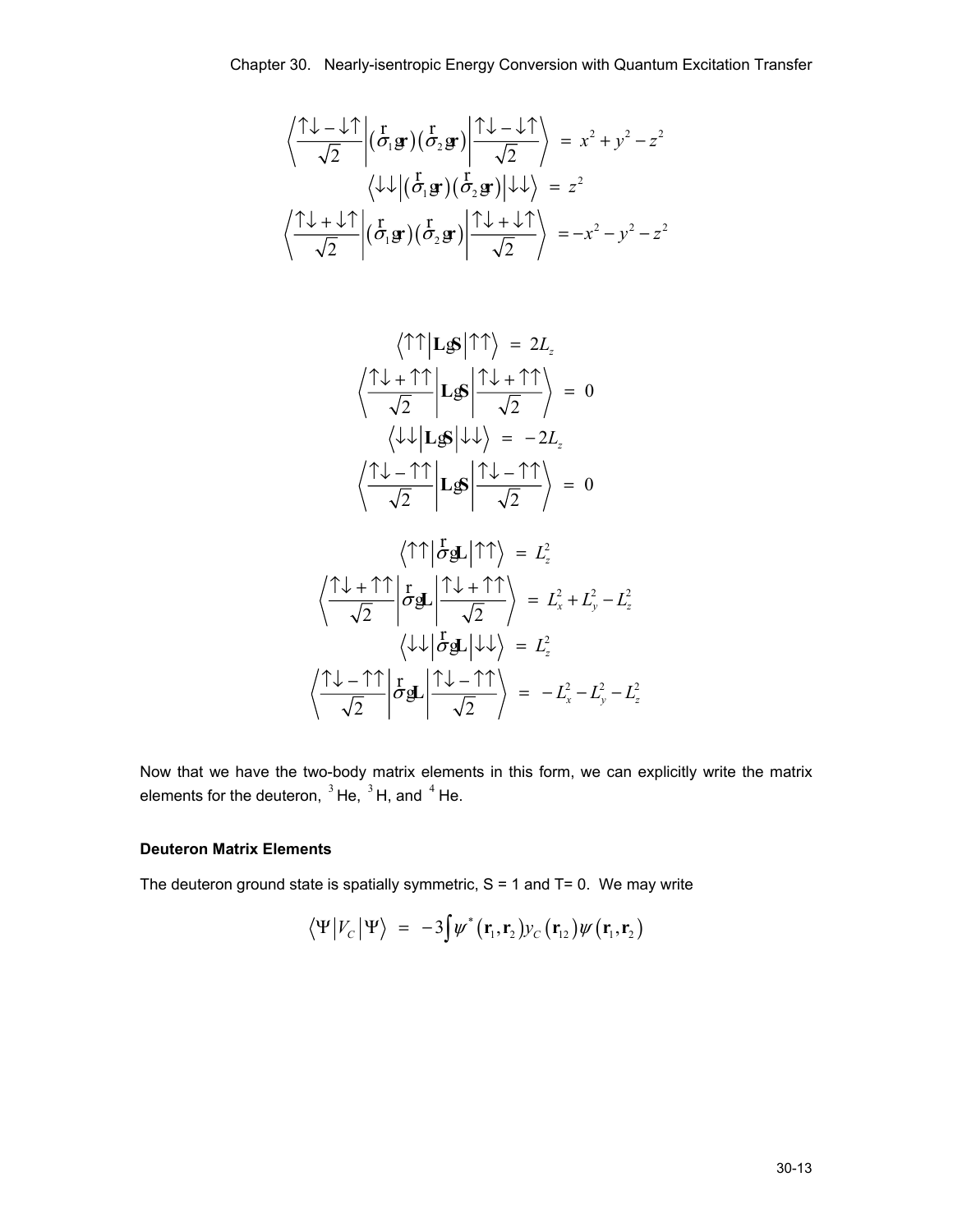$$\left\langle \frac{\uparrow\downarrow - \downarrow\uparrow}{\sqrt{2}} \right| (\vec{\sigma}_1 \cdot \mathbf{r})(\vec{\sigma}_2 \cdot \mathbf{r}) \left| \frac{\uparrow\downarrow - \downarrow\uparrow}{\sqrt{2}} \right\rangle = x^2 + y^2 - z^2$$

$$\left\langle \downarrow\downarrow \right| (\vec{\sigma}_1 \cdot \mathbf{r})(\vec{\sigma}_2 \cdot \mathbf{r}) \left| \downarrow\downarrow \right\rangle = z^2$$

$$\left\langle \frac{\uparrow\downarrow + \downarrow\uparrow}{\sqrt{2}} \right| (\vec{\sigma}_1 \cdot \mathbf{r})(\vec{\sigma}_2 \cdot \mathbf{r}) \left| \frac{\uparrow\downarrow + \downarrow\uparrow}{\sqrt{2}} \right\rangle = -x^2 - y^2 - z^2$$

$$\left\langle \uparrow\uparrow \right| \mathbf{L} \cdot \mathbf{S} \left| \uparrow\uparrow \right\rangle = 2L_z$$

$$\left\langle \frac{\uparrow\downarrow + \uparrow\uparrow}{\sqrt{2}} \right| \mathbf{L} \cdot \mathbf{S} \left| \frac{\uparrow\downarrow + \uparrow\uparrow}{\sqrt{2}} \right\rangle = 0$$

$$\left\langle \downarrow\downarrow \right| \mathbf{L} \cdot \mathbf{S} \left| \downarrow\downarrow \right\rangle = -2L_z$$

$$\left\langle \frac{\uparrow\downarrow - \uparrow\uparrow}{\sqrt{2}} \right| \mathbf{L} \cdot \mathbf{S} \left| \frac{\uparrow\downarrow - \uparrow\uparrow}{\sqrt{2}} \right\rangle = 0$$

$$\left\langle \uparrow\uparrow \right| \vec{\sigma} \cdot \mathbf{L} \left| \uparrow\uparrow \right\rangle = L_z^2$$

$$\left\langle \frac{\uparrow\downarrow + \uparrow\uparrow}{\sqrt{2}} \right| \vec{\sigma} \cdot \mathbf{L} \left| \frac{\uparrow\downarrow + \uparrow\uparrow}{\sqrt{2}} \right\rangle = L_x^2 + L_y^2 - L_z^2$$

$$\left\langle \downarrow\downarrow \right| \vec{\sigma} \cdot \mathbf{L} \left| \downarrow\downarrow \right\rangle = L_z^2$$

$$\left\langle \frac{\uparrow\downarrow - \uparrow\uparrow}{\sqrt{2}} \right| \vec{\sigma} \cdot \mathbf{L} \left| \frac{\uparrow\downarrow - \uparrow\uparrow}{\sqrt{2}} \right\rangle = -L_x^2 - L_y^2 - L_z^2$$

Now that we have the two-body matrix elements in this form, we can explicitly write the matrix elements for the deuteron, $^3$He, $^3$H, and $^4$He.

**Deuteron Matrix Elements**

The deuteron ground state is spatially symmetric, S = 1 and T= 0. We may write

$$\left\langle \Psi \right| V_C \left| \Psi \right\rangle = -3\int \psi^*(\mathbf{r}_1, \mathbf{r}_2) y_C(\mathbf{r}_{12}) \psi(\mathbf{r}_1, \mathbf{r}_2)$$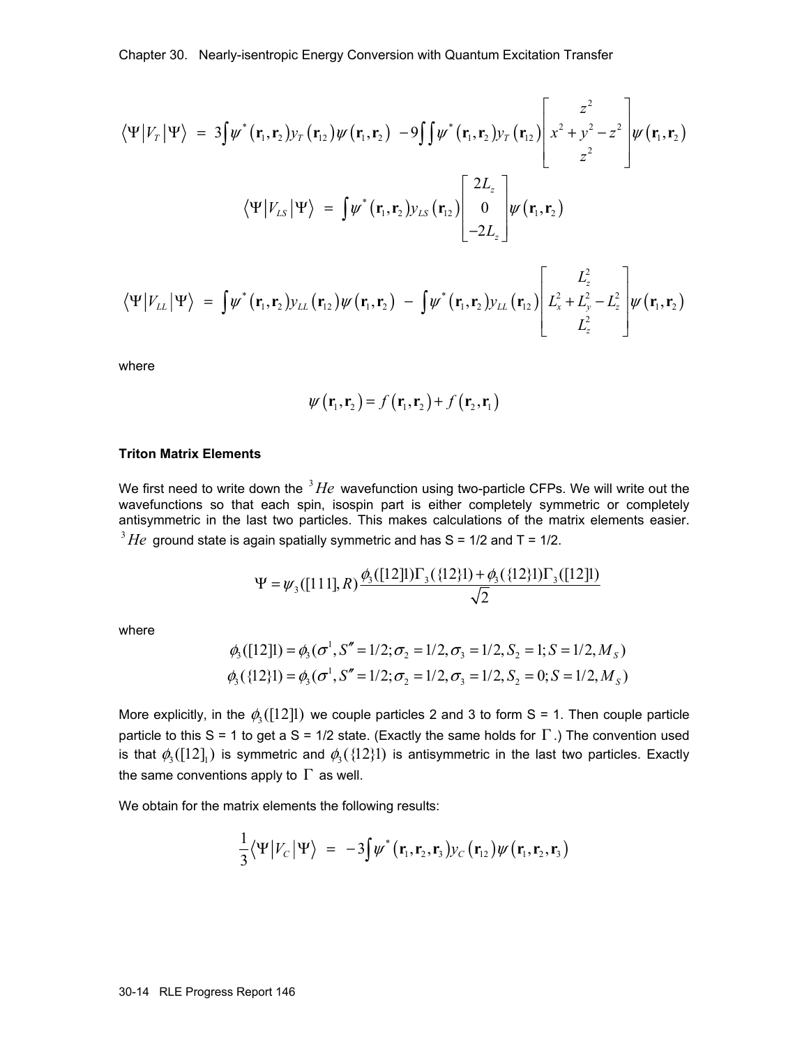$$\langle\Psi|V_T|\Psi\rangle = 3\int\psi^*(\mathbf{r}_1,\mathbf{r}_2)y_T(\mathbf{r}_{12})\psi(\mathbf{r}_1,\mathbf{r}_2) - 9\int\int\psi^*(\mathbf{r}_1,\mathbf{r}_2)y_T(\mathbf{r}_{12})\begin{bmatrix} z^2 \\ x^2+y^2-z^2 \\ z^2 \end{bmatrix}\psi(\mathbf{r}_1,\mathbf{r}_2)$$

$$\langle\Psi|V_{LS}|\Psi\rangle = \int\psi^*(\mathbf{r}_1,\mathbf{r}_2)y_{LS}(\mathbf{r}_{12})\begin{bmatrix} 2L_z \\ 0 \\ -2L_z \end{bmatrix}\psi(\mathbf{r}_1,\mathbf{r}_2)$$

$$\langle\Psi|V_{LL}|\Psi\rangle = \int\psi^*(\mathbf{r}_1,\mathbf{r}_2)y_{LL}(\mathbf{r}_{12})\psi(\mathbf{r}_1,\mathbf{r}_2) - \int\psi^*(\mathbf{r}_1,\mathbf{r}_2)y_{LL}(\mathbf{r}_{12})\begin{bmatrix} L_z^2 \\ L_x^2+L_y^2-L_z^2 \\ L_z^2 \end{bmatrix}\psi(\mathbf{r}_1,\mathbf{r}_2)$$

where

$$\psi(\mathbf{r}_1,\mathbf{r}_2) = f(\mathbf{r}_1,\mathbf{r}_2) + f(\mathbf{r}_2,\mathbf{r}_1)$$

**Triton Matrix Elements**

We first need to write down the $^3He$ wavefunction using two-particle CFPs. We will write out the wavefunctions so that each spin, isospin part is either completely symmetric or completely antisymmetric in the last two particles. This makes calculations of the matrix elements easier. $^3He$ ground state is again spatially symmetric and has S = 1/2 and T = 1/2.

$$\Psi = \psi_3([111],R)\frac{\phi_3([12]1)\Gamma_3(\{12\}1) + \phi_3(\{12\}1)\Gamma_3([12]1)}{\sqrt{2}}$$

where

$$\phi_3([12]1) = \phi_3(\sigma^1, S'' = 1/2; \sigma_2 = 1/2, \sigma_3 = 1/2, S_2 = 1; S = 1/2, M_S)$$
$$\phi_3(\{12\}1) = \phi_3(\sigma^1, S'' = 1/2; \sigma_2 = 1/2, \sigma_3 = 1/2, S_2 = 0; S = 1/2, M_S)$$

More explicitly, in the $\phi_3([12]1)$ we couple particles 2 and 3 to form S = 1. Then couple particle particle to this S = 1 to get a S = 1/2 state. (Exactly the same holds for $\Gamma$.) The convention used is that $\phi_3([12]_1)$ is symmetric and $\phi_3(\{12\}1)$ is antisymmetric in the last two particles. Exactly the same conventions apply to $\Gamma$ as well.

We obtain for the matrix elements the following results:

$$\frac{1}{3}\langle\Psi|V_C|\Psi\rangle = -3\int\psi^*(\mathbf{r}_1,\mathbf{r}_2,\mathbf{r}_3)y_C(\mathbf{r}_{12})\psi(\mathbf{r}_1,\mathbf{r}_2,\mathbf{r}_3)$$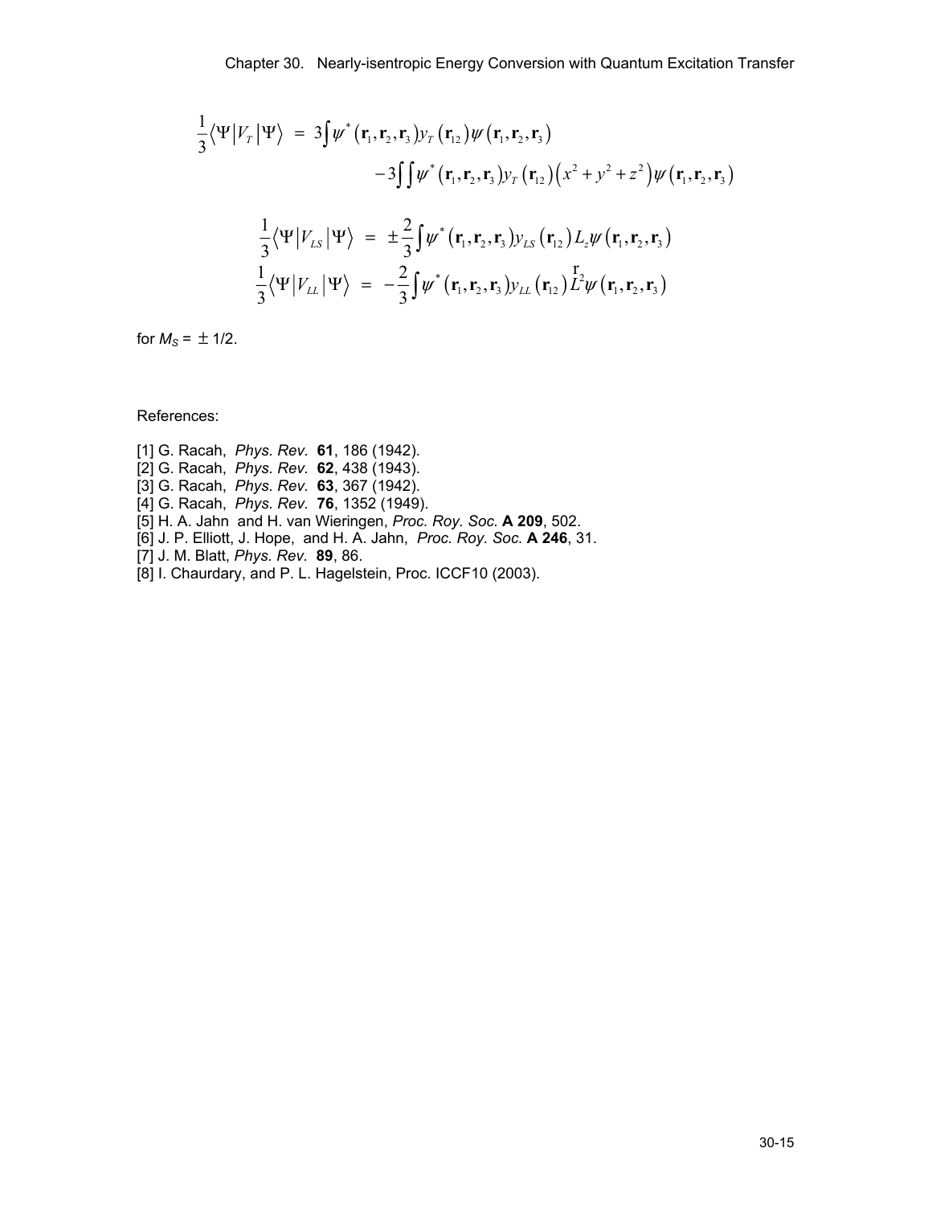$$
\begin{aligned}
\frac{1}{3}\langle\Psi|V_T|\Psi\rangle \;=\; & 3\int \psi^*(\mathbf{r}_1,\mathbf{r}_2,\mathbf{r}_3) y_T(\mathbf{r}_{12}) \psi(\mathbf{r}_1,\mathbf{r}_2,\mathbf{r}_3) \\
& -3\int\int \psi^*(\mathbf{r}_1,\mathbf{r}_2,\mathbf{r}_3) y_T(\mathbf{r}_{12}) \left(x^2+y^2+z^2\right) \psi(\mathbf{r}_1,\mathbf{r}_2,\mathbf{r}_3)
\end{aligned}
$$

$$
\begin{aligned}
\frac{1}{3}\langle\Psi|V_{LS}|\Psi\rangle \;&=\; \pm\frac{2}{3}\int \psi^*(\mathbf{r}_1,\mathbf{r}_2,\mathbf{r}_3) y_{LS}(\mathbf{r}_{12}) L_z \psi(\mathbf{r}_1,\mathbf{r}_2,\mathbf{r}_3) \\
\frac{1}{3}\langle\Psi|V_{LL}|\Psi\rangle \;&=\; -\frac{2}{3}\int \psi^*(\mathbf{r}_1,\mathbf{r}_2,\mathbf{r}_3) y_{LL}(\mathbf{r}_{12}) \vec{L}^2 \psi(\mathbf{r}_1,\mathbf{r}_2,\mathbf{r}_3)
\end{aligned}
$$

for $M_S = \pm 1/2$.

References:

[1] G. Racah, *Phys. Rev.* **61**, 186 (1942).
[2] G. Racah, *Phys. Rev.* **62**, 438 (1943).
[3] G. Racah, *Phys. Rev.* **63**, 367 (1942).
[4] G. Racah, *Phys. Rev.* **76**, 1352 (1949).
[5] H. A. Jahn and H. van Wieringen, *Proc. Roy. Soc.* **A 209**, 502.
[6] J. P. Elliott, J. Hope, and H. A. Jahn, *Proc. Roy. Soc.* **A 246**, 31.
[7] J. M. Blatt, *Phys. Rev.* **89**, 86.
[8] I. Chaurdary, and P. L. Hagelstein, Proc. ICCF10 (2003).